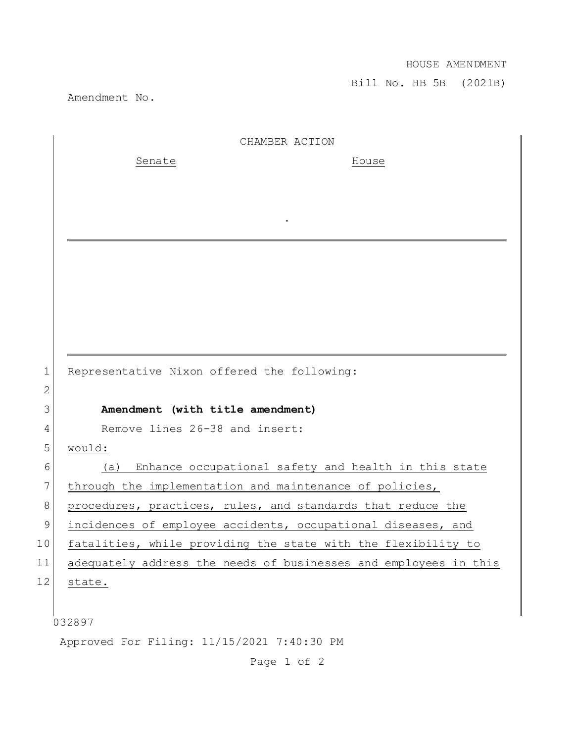HOUSE AMENDMENT

Bill No. HB 5B (2021B)

Amendment No.

CHAMBER ACTION

Senate House

.

Representative Nixon offered the following:

**Amendment (with title amendment)**

Remove lines 26-38 and insert:

would:

(a) Enhance occupational safety and health in this state through the implementation and maintenance of policies, procedures, practices, rules, and standards that reduce the incidences of employee accidents, occupational diseases, and fatalities, while providing the state with the flexibility to adequately address the needs of businesses and employees in this state.

032897

Approved For Filing: 11/15/2021 7:40:30 PM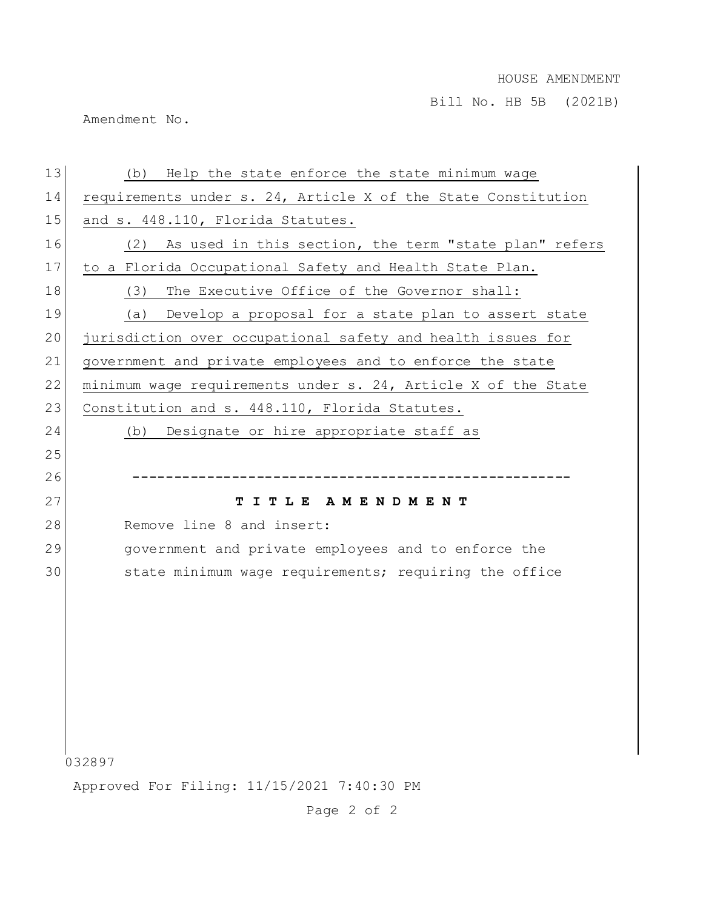(b) Help the state enforce the state minimum wage requirements under s. 24, Article X of the State Constitution and s. 448.110, Florida Statutes.

(2) As used in this section, the term "state plan" refers to a Florida Occupational Safety and Health State Plan.

(3) The Executive Office of the Governor shall:

(a) Develop a proposal for a state plan to assert state jurisdiction over occupational safety and health issues for government and private employees and to enforce the state minimum wage requirements under s. 24, Article X of the State Constitution and s. 448.110, Florida Statutes.

(b) Designate or hire appropriate staff as

-----------------------------------------------------

**T I T L E A M E N D M E N T**

Remove line 8 and insert:

government and private employees and to enforce the state minimum wage requirements; requiring the office

032897

Approved For Filing: 11/15/2021 7:40:30 PM